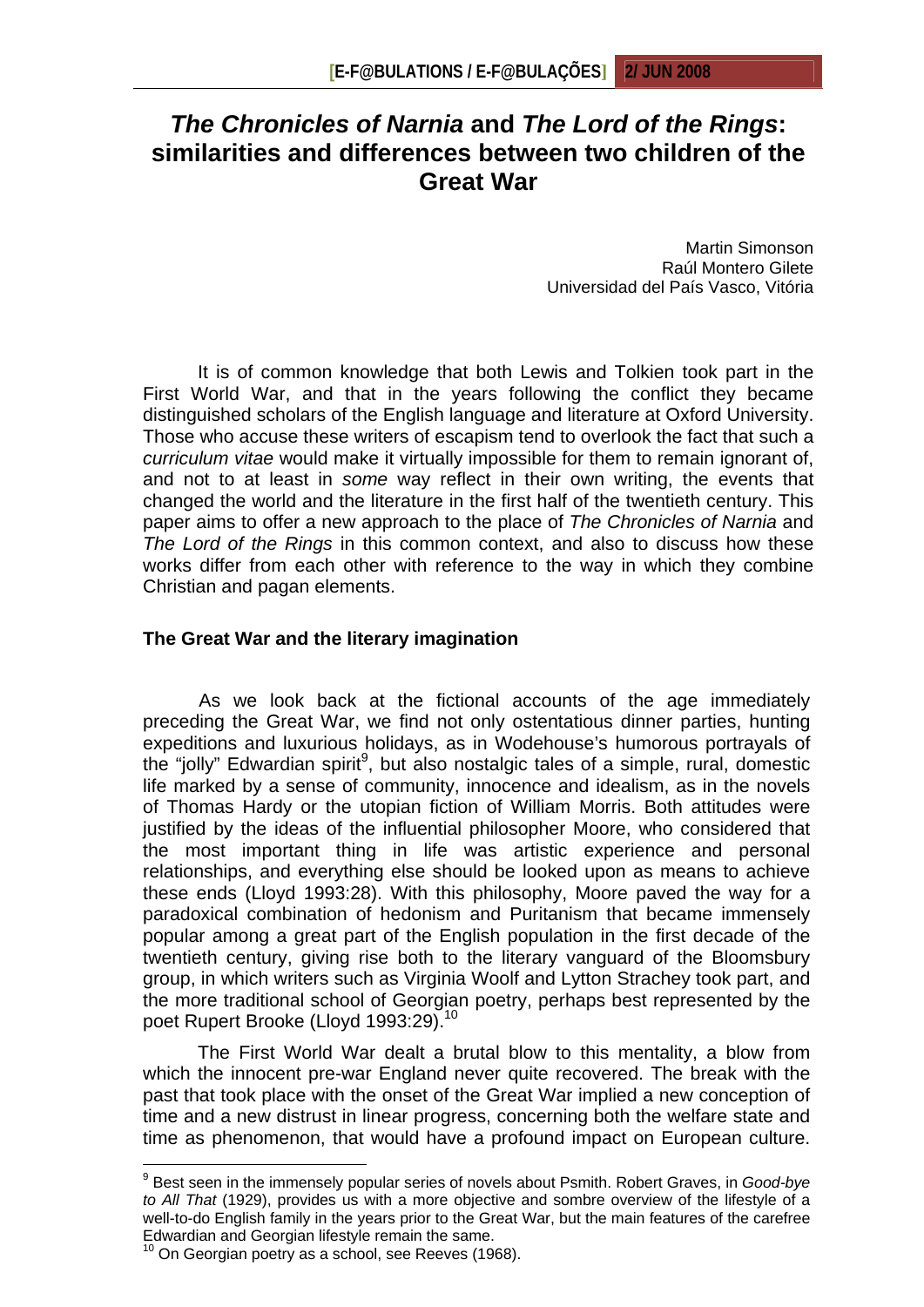# *The Chronicles of Narnia* and *The Lord of the Rings*: similarities and differences between two children of the Great War

Martin Simonson
Raúl Montero Gilete
Universidad del País Vasco, Vitória

It is of common knowledge that both Lewis and Tolkien took part in the First World War, and that in the years following the conflict they became distinguished scholars of the English language and literature at Oxford University. Those who accuse these writers of escapism tend to overlook the fact that such a *curriculum vitae* would make it virtually impossible for them to remain ignorant of, and not to at least in *some* way reflect in their own writing, the events that changed the world and the literature in the first half of the twentieth century. This paper aims to offer a new approach to the place of *The Chronicles of Narnia* and *The Lord of the Rings* in this common context, and also to discuss how these works differ from each other with reference to the way in which they combine Christian and pagan elements.

## The Great War and the literary imagination

As we look back at the fictional accounts of the age immediately preceding the Great War, we find not only ostentatious dinner parties, hunting expeditions and luxurious holidays, as in Wodehouse's humorous portrayals of the "jolly" Edwardian spirit[9], but also nostalgic tales of a simple, rural, domestic life marked by a sense of community, innocence and idealism, as in the novels of Thomas Hardy or the utopian fiction of William Morris. Both attitudes were justified by the ideas of the influential philosopher Moore, who considered that the most important thing in life was artistic experience and personal relationships, and everything else should be looked upon as means to achieve these ends (Lloyd 1993:28). With this philosophy, Moore paved the way for a paradoxical combination of hedonism and Puritanism that became immensely popular among a great part of the English population in the first decade of the twentieth century, giving rise both to the literary vanguard of the Bloomsbury group, in which writers such as Virginia Woolf and Lytton Strachey took part, and the more traditional school of Georgian poetry, perhaps best represented by the poet Rupert Brooke (Lloyd 1993:29).[10]

The First World War dealt a brutal blow to this mentality, a blow from which the innocent pre-war England never quite recovered. The break with the past that took place with the onset of the Great War implied a new conception of time and a new distrust in linear progress, concerning both the welfare state and time as phenomenon, that would have a profound impact on European culture.

[9] Best seen in the immensely popular series of novels about Psmith. Robert Graves, in *Good-bye to All That* (1929), provides us with a more objective and sombre overview of the lifestyle of a well-to-do English family in the years prior to the Great War, but the main features of the carefree Edwardian and Georgian lifestyle remain the same.

[10] On Georgian poetry as a school, see Reeves (1968).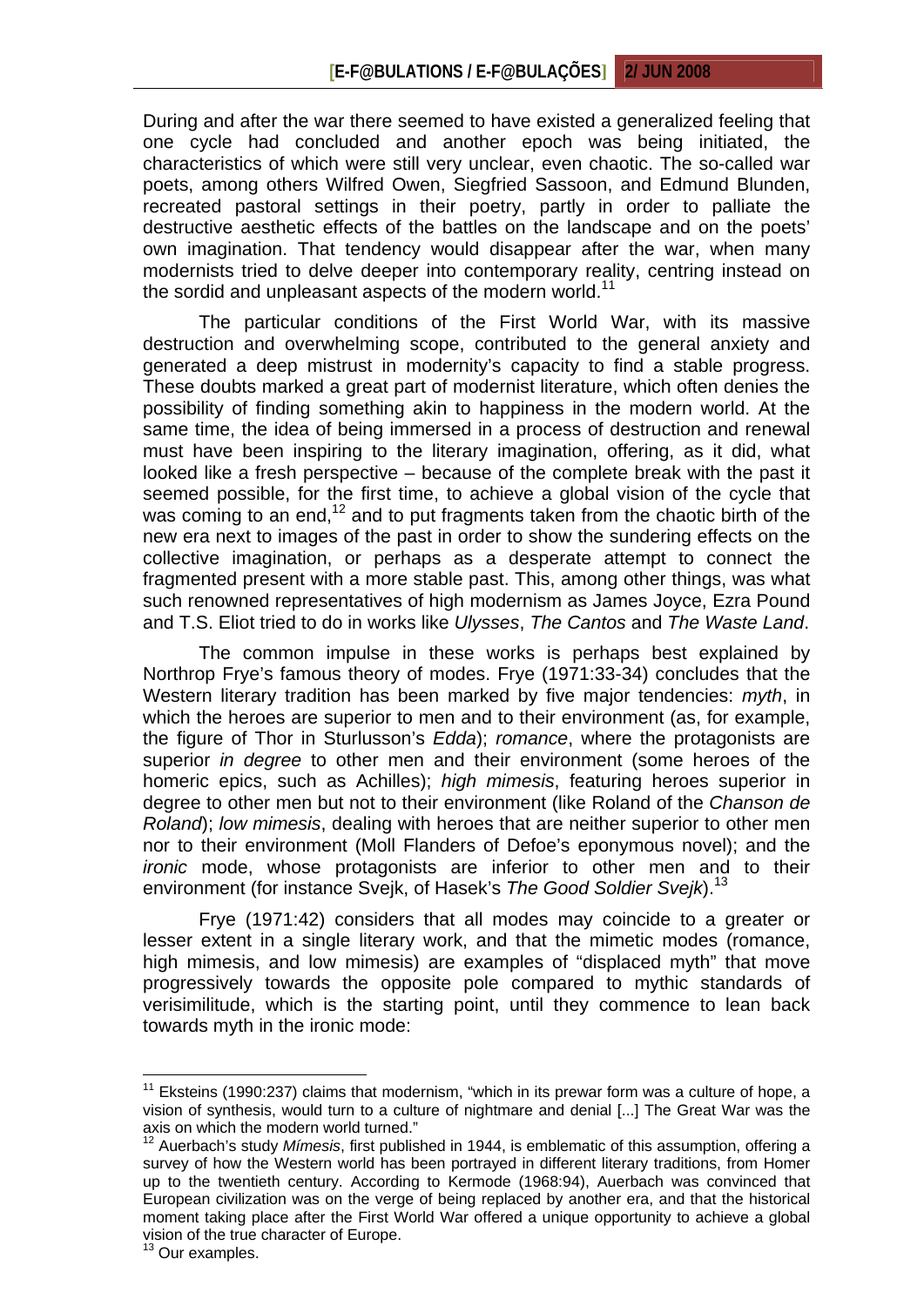During and after the war there seemed to have existed a generalized feeling that one cycle had concluded and another epoch was being initiated, the characteristics of which were still very unclear, even chaotic. The so-called war poets, among others Wilfred Owen, Siegfried Sassoon, and Edmund Blunden, recreated pastoral settings in their poetry, partly in order to palliate the destructive aesthetic effects of the battles on the landscape and on the poets' own imagination. That tendency would disappear after the war, when many modernists tried to delve deeper into contemporary reality, centring instead on the sordid and unpleasant aspects of the modern world.[11]

The particular conditions of the First World War, with its massive destruction and overwhelming scope, contributed to the general anxiety and generated a deep mistrust in modernity's capacity to find a stable progress. These doubts marked a great part of modernist literature, which often denies the possibility of finding something akin to happiness in the modern world. At the same time, the idea of being immersed in a process of destruction and renewal must have been inspiring to the literary imagination, offering, as it did, what looked like a fresh perspective – because of the complete break with the past it seemed possible, for the first time, to achieve a global vision of the cycle that was coming to an end,[12] and to put fragments taken from the chaotic birth of the new era next to images of the past in order to show the sundering effects on the collective imagination, or perhaps as a desperate attempt to connect the fragmented present with a more stable past. This, among other things, was what such renowned representatives of high modernism as James Joyce, Ezra Pound and T.S. Eliot tried to do in works like *Ulysses*, *The Cantos* and *The Waste Land*.

The common impulse in these works is perhaps best explained by Northrop Frye's famous theory of modes. Frye (1971:33-34) concludes that the Western literary tradition has been marked by five major tendencies: *myth*, in which the heroes are superior to men and to their environment (as, for example, the figure of Thor in Sturlusson's *Edda*); *romance*, where the protagonists are superior *in degree* to other men and their environment (some heroes of the homeric epics, such as Achilles); *high mimesis*, featuring heroes superior in degree to other men but not to their environment (like Roland of the *Chanson de Roland*); *low mimesis*, dealing with heroes that are neither superior to other men nor to their environment (Moll Flanders of Defoe's eponymous novel); and the *ironic* mode, whose protagonists are inferior to other men and to their environment (for instance Svejk, of Hasek's *The Good Soldier Svejk*).[13]

Frye (1971:42) considers that all modes may coincide to a greater or lesser extent in a single literary work, and that the mimetic modes (romance, high mimesis, and low mimesis) are examples of "displaced myth" that move progressively towards the opposite pole compared to mythic standards of verisimilitude, which is the starting point, until they commence to lean back towards myth in the ironic mode:

---

[11] Eksteins (1990:237) claims that modernism, "which in its prewar form was a culture of hope, a vision of synthesis, would turn to a culture of nightmare and denial [...] The Great War was the axis on which the modern world turned."

[12] Auerbach's study *Mímesis*, first published in 1944, is emblematic of this assumption, offering a survey of how the Western world has been portrayed in different literary traditions, from Homer up to the twentieth century. According to Kermode (1968:94), Auerbach was convinced that European civilization was on the verge of being replaced by another era, and that the historical moment taking place after the First World War offered a unique opportunity to achieve a global vision of the true character of Europe.

[13] Our examples.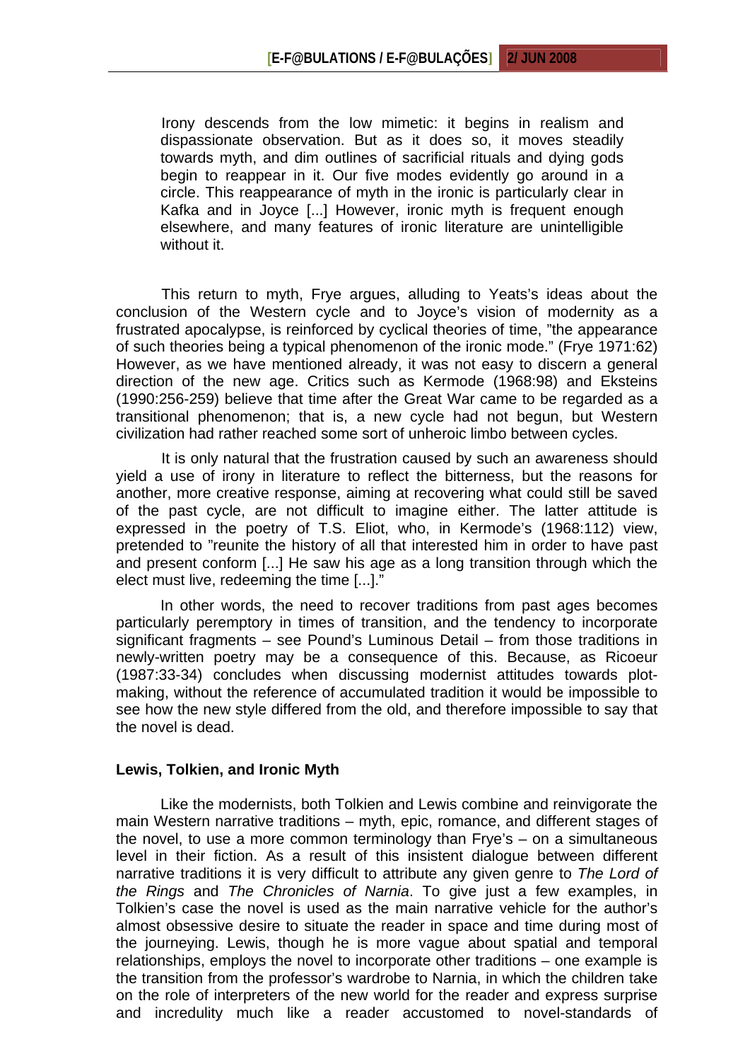> Irony descends from the low mimetic: it begins in realism and dispassionate observation. But as it does so, it moves steadily towards myth, and dim outlines of sacrificial rituals and dying gods begin to reappear in it. Our five modes evidently go around in a circle. This reappearance of myth in the ironic is particularly clear in Kafka and in Joyce [...] However, ironic myth is frequent enough elsewhere, and many features of ironic literature are unintelligible without it.

This return to myth, Frye argues, alluding to Yeats's ideas about the conclusion of the Western cycle and to Joyce's vision of modernity as a frustrated apocalypse, is reinforced by cyclical theories of time, "the appearance of such theories being a typical phenomenon of the ironic mode." (Frye 1971:62) However, as we have mentioned already, it was not easy to discern a general direction of the new age. Critics such as Kermode (1968:98) and Eksteins (1990:256-259) believe that time after the Great War came to be regarded as a transitional phenomenon; that is, a new cycle had not begun, but Western civilization had rather reached some sort of unheroic limbo between cycles.

It is only natural that the frustration caused by such an awareness should yield a use of irony in literature to reflect the bitterness, but the reasons for another, more creative response, aiming at recovering what could still be saved of the past cycle, are not difficult to imagine either. The latter attitude is expressed in the poetry of T.S. Eliot, who, in Kermode's (1968:112) view, pretended to "reunite the history of all that interested him in order to have past and present conform [...] He saw his age as a long transition through which the elect must live, redeeming the time [...]."

In other words, the need to recover traditions from past ages becomes particularly peremptory in times of transition, and the tendency to incorporate significant fragments – see Pound's Luminous Detail – from those traditions in newly-written poetry may be a consequence of this. Because, as Ricoeur (1987:33-34) concludes when discussing modernist attitudes towards plot-making, without the reference of accumulated tradition it would be impossible to see how the new style differed from the old, and therefore impossible to say that the novel is dead.

**Lewis, Tolkien, and Ironic Myth**

Like the modernists, both Tolkien and Lewis combine and reinvigorate the main Western narrative traditions – myth, epic, romance, and different stages of the novel, to use a more common terminology than Frye's – on a simultaneous level in their fiction. As a result of this insistent dialogue between different narrative traditions it is very difficult to attribute any given genre to *The Lord of the Rings* and *The Chronicles of Narnia*. To give just a few examples, in Tolkien's case the novel is used as the main narrative vehicle for the author's almost obsessive desire to situate the reader in space and time during most of the journeying. Lewis, though he is more vague about spatial and temporal relationships, employs the novel to incorporate other traditions – one example is the transition from the professor's wardrobe to Narnia, in which the children take on the role of interpreters of the new world for the reader and express surprise and incredulity much like a reader accustomed to novel-standards of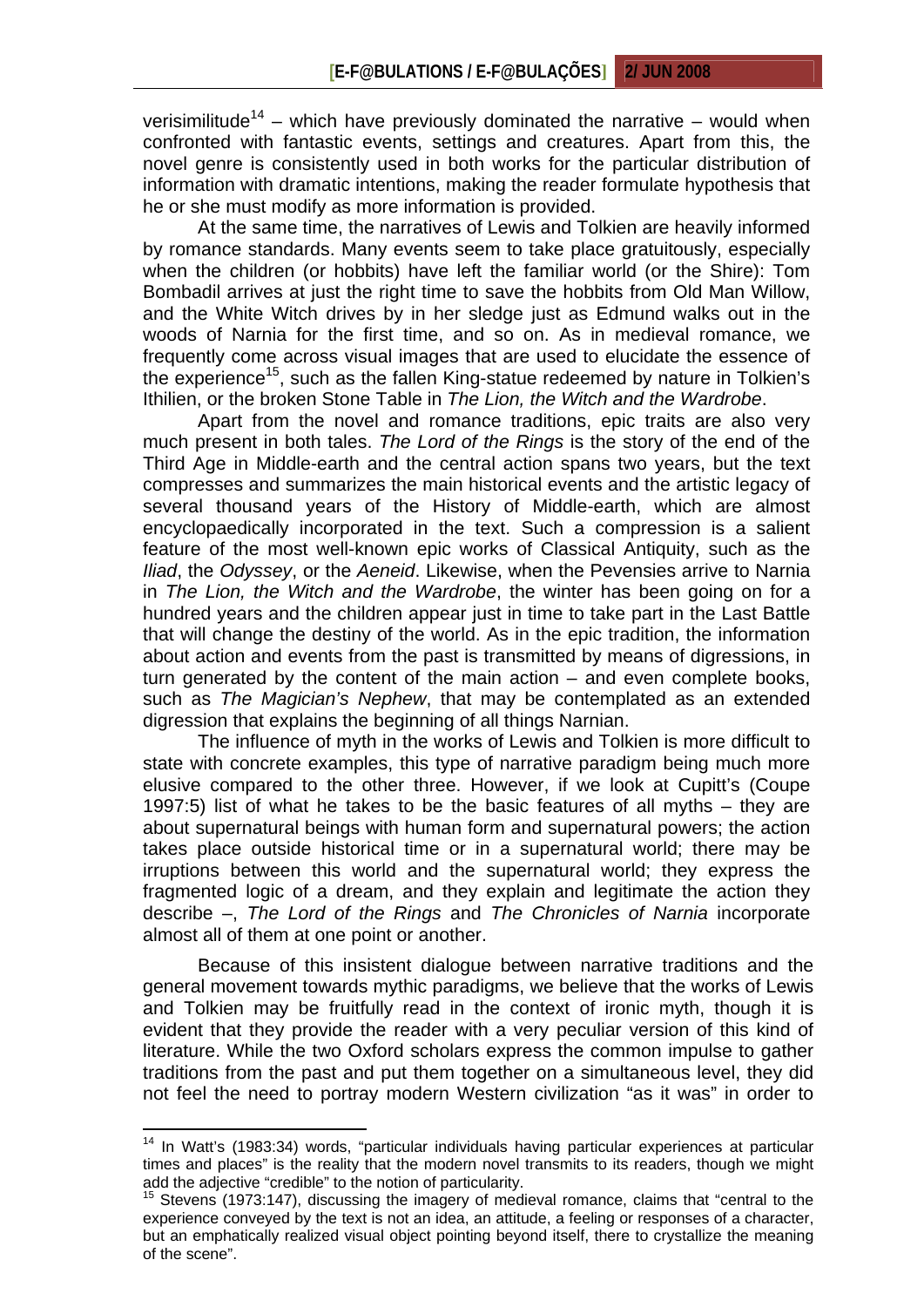verisimilitude[14] – which have previously dominated the narrative – would when confronted with fantastic events, settings and creatures. Apart from this, the novel genre is consistently used in both works for the particular distribution of information with dramatic intentions, making the reader formulate hypothesis that he or she must modify as more information is provided.

At the same time, the narratives of Lewis and Tolkien are heavily informed by romance standards. Many events seem to take place gratuitously, especially when the children (or hobbits) have left the familiar world (or the Shire): Tom Bombadil arrives at just the right time to save the hobbits from Old Man Willow, and the White Witch drives by in her sledge just as Edmund walks out in the woods of Narnia for the first time, and so on. As in medieval romance, we frequently come across visual images that are used to elucidate the essence of the experience[15], such as the fallen King-statue redeemed by nature in Tolkien's Ithilien, or the broken Stone Table in *The Lion, the Witch and the Wardrobe*.

Apart from the novel and romance traditions, epic traits are also very much present in both tales. *The Lord of the Rings* is the story of the end of the Third Age in Middle-earth and the central action spans two years, but the text compresses and summarizes the main historical events and the artistic legacy of several thousand years of the History of Middle-earth, which are almost encyclopaedically incorporated in the text. Such a compression is a salient feature of the most well-known epic works of Classical Antiquity, such as the *Iliad*, the *Odyssey*, or the *Aeneid*. Likewise, when the Pevensies arrive to Narnia in *The Lion, the Witch and the Wardrobe*, the winter has been going on for a hundred years and the children appear just in time to take part in the Last Battle that will change the destiny of the world. As in the epic tradition, the information about action and events from the past is transmitted by means of digressions, in turn generated by the content of the main action – and even complete books, such as *The Magician's Nephew*, that may be contemplated as an extended digression that explains the beginning of all things Narnian.

The influence of myth in the works of Lewis and Tolkien is more difficult to state with concrete examples, this type of narrative paradigm being much more elusive compared to the other three. However, if we look at Cupitt's (Coupe 1997:5) list of what he takes to be the basic features of all myths – they are about supernatural beings with human form and supernatural powers; the action takes place outside historical time or in a supernatural world; there may be irruptions between this world and the supernatural world; they express the fragmented logic of a dream, and they explain and legitimate the action they describe –, *The Lord of the Rings* and *The Chronicles of Narnia* incorporate almost all of them at one point or another.

Because of this insistent dialogue between narrative traditions and the general movement towards mythic paradigms, we believe that the works of Lewis and Tolkien may be fruitfully read in the context of ironic myth, though it is evident that they provide the reader with a very peculiar version of this kind of literature. While the two Oxford scholars express the common impulse to gather traditions from the past and put them together on a simultaneous level, they did not feel the need to portray modern Western civilization "as it was" in order to

---

[14] In Watt's (1983:34) words, "particular individuals having particular experiences at particular times and places" is the reality that the modern novel transmits to its readers, though we might add the adjective "credible" to the notion of particularity.

[15] Stevens (1973:147), discussing the imagery of medieval romance, claims that "central to the experience conveyed by the text is not an idea, an attitude, a feeling or responses of a character, but an emphatically realized visual object pointing beyond itself, there to crystallize the meaning of the scene".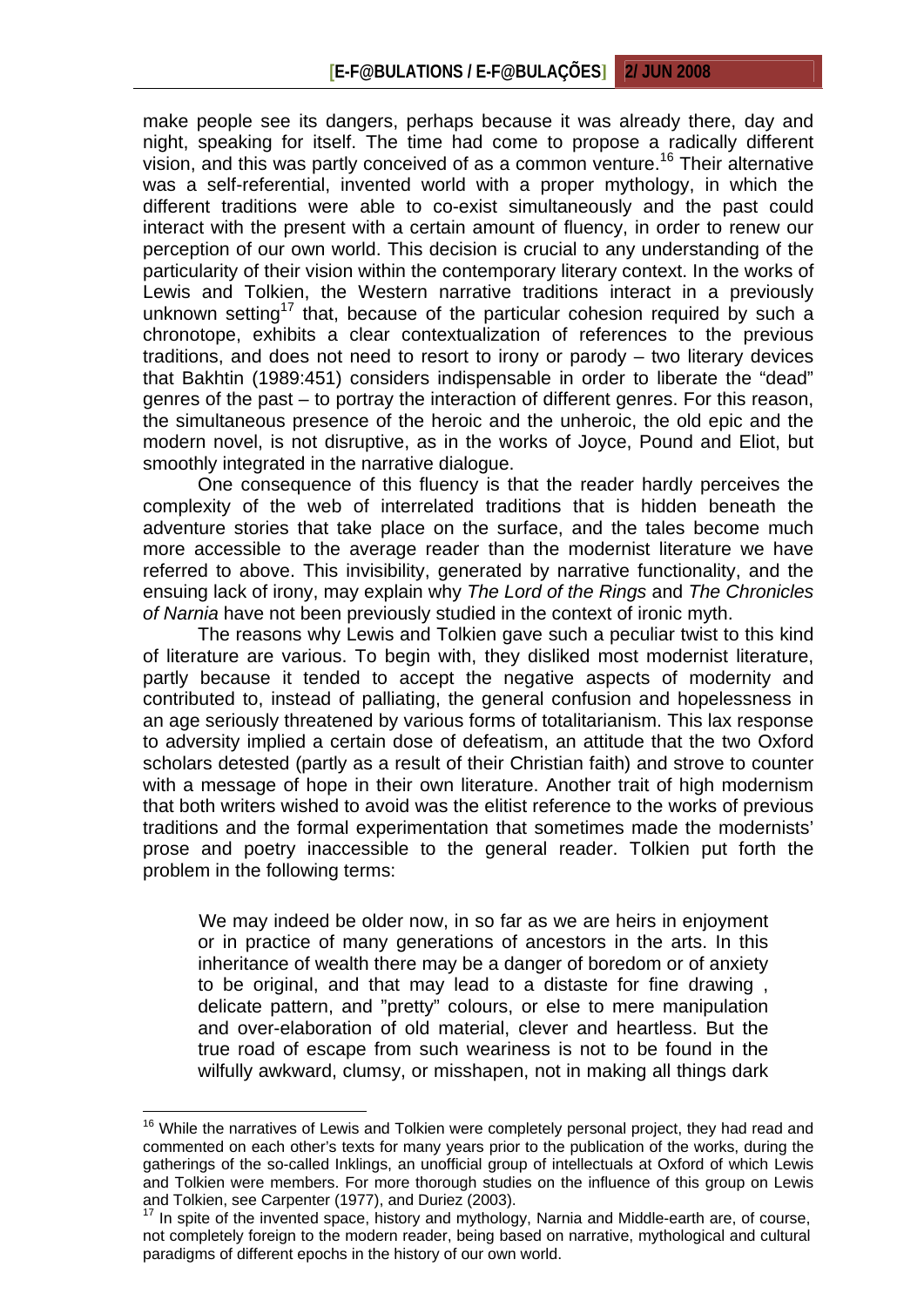make people see its dangers, perhaps because it was already there, day and night, speaking for itself. The time had come to propose a radically different vision, and this was partly conceived of as a common venture.[16] Their alternative was a self-referential, invented world with a proper mythology, in which the different traditions were able to co-exist simultaneously and the past could interact with the present with a certain amount of fluency, in order to renew our perception of our own world. This decision is crucial to any understanding of the particularity of their vision within the contemporary literary context. In the works of Lewis and Tolkien, the Western narrative traditions interact in a previously unknown setting[17] that, because of the particular cohesion required by such a chronotope, exhibits a clear contextualization of references to the previous traditions, and does not need to resort to irony or parody – two literary devices that Bakhtin (1989:451) considers indispensable in order to liberate the "dead" genres of the past – to portray the interaction of different genres. For this reason, the simultaneous presence of the heroic and the unheroic, the old epic and the modern novel, is not disruptive, as in the works of Joyce, Pound and Eliot, but smoothly integrated in the narrative dialogue.

One consequence of this fluency is that the reader hardly perceives the complexity of the web of interrelated traditions that is hidden beneath the adventure stories that take place on the surface, and the tales become much more accessible to the average reader than the modernist literature we have referred to above. This invisibility, generated by narrative functionality, and the ensuing lack of irony, may explain why *The Lord of the Rings* and *The Chronicles of Narnia* have not been previously studied in the context of ironic myth.

The reasons why Lewis and Tolkien gave such a peculiar twist to this kind of literature are various. To begin with, they disliked most modernist literature, partly because it tended to accept the negative aspects of modernity and contributed to, instead of palliating, the general confusion and hopelessness in an age seriously threatened by various forms of totalitarianism. This lax response to adversity implied a certain dose of defeatism, an attitude that the two Oxford scholars detested (partly as a result of their Christian faith) and strove to counter with a message of hope in their own literature. Another trait of high modernism that both writers wished to avoid was the elitist reference to the works of previous traditions and the formal experimentation that sometimes made the modernists' prose and poetry inaccessible to the general reader. Tolkien put forth the problem in the following terms:

> We may indeed be older now, in so far as we are heirs in enjoyment or in practice of many generations of ancestors in the arts. In this inheritance of wealth there may be a danger of boredom or of anxiety to be original, and that may lead to a distaste for fine drawing , delicate pattern, and "pretty" colours, or else to mere manipulation and over-elaboration of old material, clever and heartless. But the true road of escape from such weariness is not to be found in the wilfully awkward, clumsy, or misshapen, not in making all things dark

---

[16] While the narratives of Lewis and Tolkien were completely personal project, they had read and commented on each other's texts for many years prior to the publication of the works, during the gatherings of the so-called Inklings, an unofficial group of intellectuals at Oxford of which Lewis and Tolkien were members. For more thorough studies on the influence of this group on Lewis and Tolkien, see Carpenter (1977), and Duriez (2003).

[17] In spite of the invented space, history and mythology, Narnia and Middle-earth are, of course, not completely foreign to the modern reader, being based on narrative, mythological and cultural paradigms of different epochs in the history of our own world.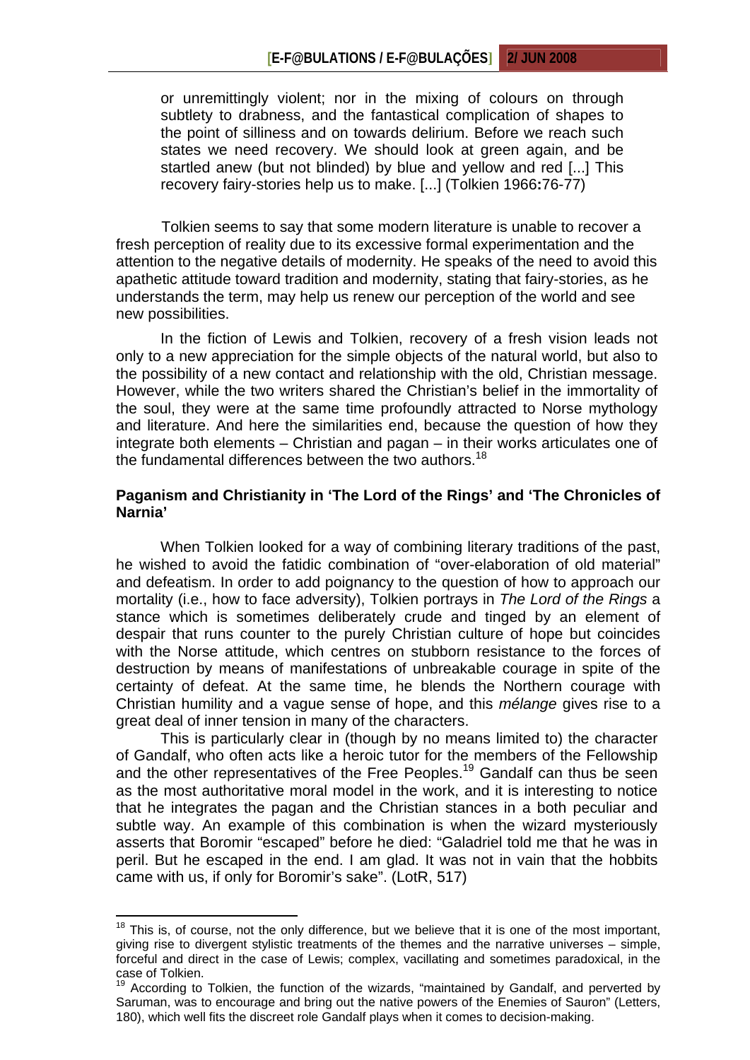or unremittingly violent; nor in the mixing of colours on through subtlety to drabness, and the fantastical complication of shapes to the point of silliness and on towards delirium. Before we reach such states we need recovery. We should look at green again, and be startled anew (but not blinded) by blue and yellow and red [...] This recovery fairy-stories help us to make. [...] (Tolkien 1966**:**76-77)

Tolkien seems to say that some modern literature is unable to recover a fresh perception of reality due to its excessive formal experimentation and the attention to the negative details of modernity. He speaks of the need to avoid this apathetic attitude toward tradition and modernity, stating that fairy-stories, as he understands the term, may help us renew our perception of the world and see new possibilities.

In the fiction of Lewis and Tolkien, recovery of a fresh vision leads not only to a new appreciation for the simple objects of the natural world, but also to the possibility of a new contact and relationship with the old, Christian message. However, while the two writers shared the Christian's belief in the immortality of the soul, they were at the same time profoundly attracted to Norse mythology and literature. And here the similarities end, because the question of how they integrate both elements – Christian and pagan – in their works articulates one of the fundamental differences between the two authors.[18]

**Paganism and Christianity in 'The Lord of the Rings' and 'The Chronicles of Narnia'**

When Tolkien looked for a way of combining literary traditions of the past, he wished to avoid the fatidic combination of "over-elaboration of old material" and defeatism. In order to add poignancy to the question of how to approach our mortality (i.e., how to face adversity), Tolkien portrays in *The Lord of the Rings* a stance which is sometimes deliberately crude and tinged by an element of despair that runs counter to the purely Christian culture of hope but coincides with the Norse attitude, which centres on stubborn resistance to the forces of destruction by means of manifestations of unbreakable courage in spite of the certainty of defeat. At the same time, he blends the Northern courage with Christian humility and a vague sense of hope, and this *mélange* gives rise to a great deal of inner tension in many of the characters.

This is particularly clear in (though by no means limited to) the character of Gandalf, who often acts like a heroic tutor for the members of the Fellowship and the other representatives of the Free Peoples.[19] Gandalf can thus be seen as the most authoritative moral model in the work, and it is interesting to notice that he integrates the pagan and the Christian stances in a both peculiar and subtle way. An example of this combination is when the wizard mysteriously asserts that Boromir "escaped" before he died: "Galadriel told me that he was in peril. But he escaped in the end. I am glad. It was not in vain that the hobbits came with us, if only for Boromir's sake". (LotR, 517)

---

[18] This is, of course, not the only difference, but we believe that it is one of the most important, giving rise to divergent stylistic treatments of the themes and the narrative universes – simple, forceful and direct in the case of Lewis; complex, vacillating and sometimes paradoxical, in the case of Tolkien.

[19] According to Tolkien, the function of the wizards, "maintained by Gandalf, and perverted by Saruman, was to encourage and bring out the native powers of the Enemies of Sauron" (Letters, 180), which well fits the discreet role Gandalf plays when it comes to decision-making.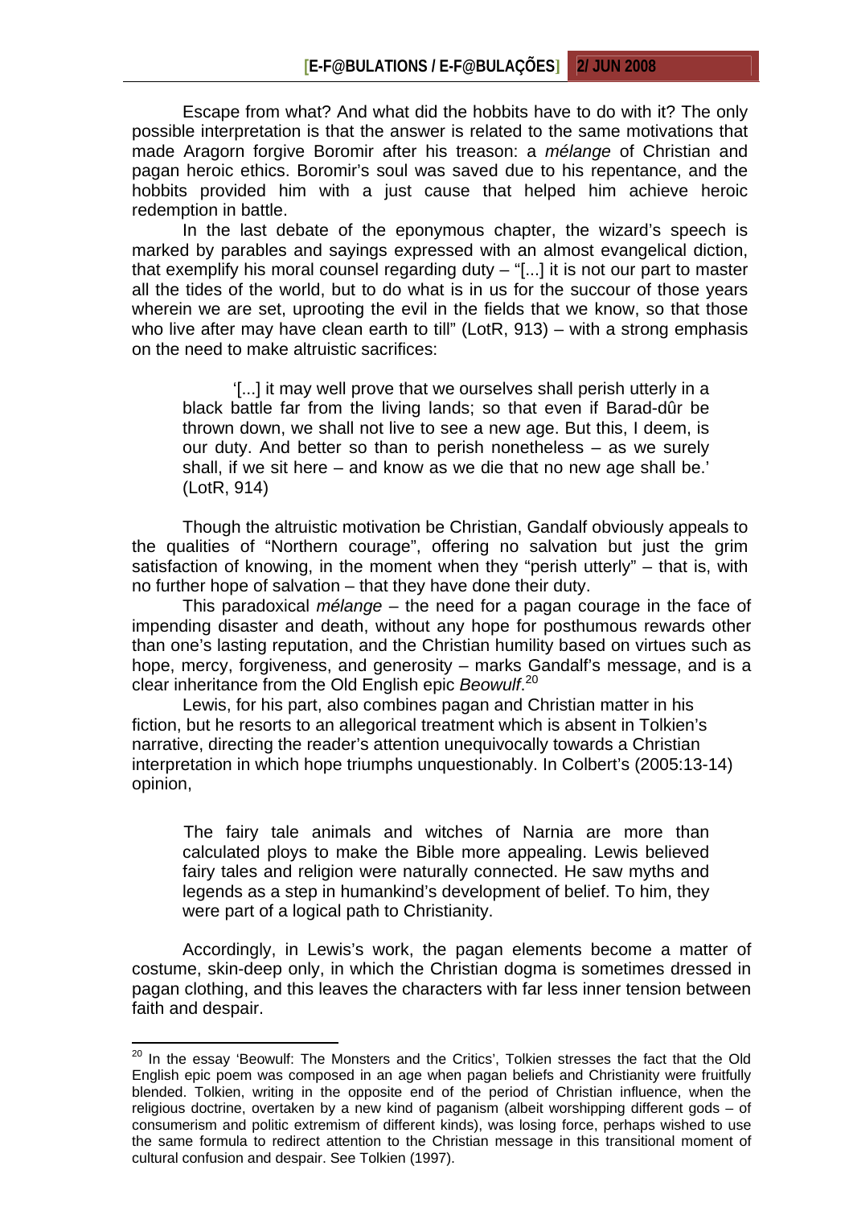Escape from what? And what did the hobbits have to do with it? The only possible interpretation is that the answer is related to the same motivations that made Aragorn forgive Boromir after his treason: a *mélange* of Christian and pagan heroic ethics. Boromir's soul was saved due to his repentance, and the hobbits provided him with a just cause that helped him achieve heroic redemption in battle.

In the last debate of the eponymous chapter, the wizard's speech is marked by parables and sayings expressed with an almost evangelical diction, that exemplify his moral counsel regarding duty – "[...] it is not our part to master all the tides of the world, but to do what is in us for the succour of those years wherein we are set, uprooting the evil in the fields that we know, so that those who live after may have clean earth to till" (LotR, 913) – with a strong emphasis on the need to make altruistic sacrifices:

> '[...] it may well prove that we ourselves shall perish utterly in a black battle far from the living lands; so that even if Barad-dûr be thrown down, we shall not live to see a new age. But this, I deem, is our duty. And better so than to perish nonetheless – as we surely shall, if we sit here – and know as we die that no new age shall be.' (LotR, 914)

Though the altruistic motivation be Christian, Gandalf obviously appeals to the qualities of "Northern courage", offering no salvation but just the grim satisfaction of knowing, in the moment when they "perish utterly" – that is, with no further hope of salvation – that they have done their duty.

This paradoxical *mélange* – the need for a pagan courage in the face of impending disaster and death, without any hope for posthumous rewards other than one's lasting reputation, and the Christian humility based on virtues such as hope, mercy, forgiveness, and generosity – marks Gandalf's message, and is a clear inheritance from the Old English epic *Beowulf*.[20]

Lewis, for his part, also combines pagan and Christian matter in his fiction, but he resorts to an allegorical treatment which is absent in Tolkien's narrative, directing the reader's attention unequivocally towards a Christian interpretation in which hope triumphs unquestionably. In Colbert's (2005:13-14) opinion,

> The fairy tale animals and witches of Narnia are more than calculated ploys to make the Bible more appealing. Lewis believed fairy tales and religion were naturally connected. He saw myths and legends as a step in humankind's development of belief. To him, they were part of a logical path to Christianity.

Accordingly, in Lewis's work, the pagan elements become a matter of costume, skin-deep only, in which the Christian dogma is sometimes dressed in pagan clothing, and this leaves the characters with far less inner tension between faith and despair.

---

[20] In the essay 'Beowulf: The Monsters and the Critics', Tolkien stresses the fact that the Old English epic poem was composed in an age when pagan beliefs and Christianity were fruitfully blended. Tolkien, writing in the opposite end of the period of Christian influence, when the religious doctrine, overtaken by a new kind of paganism (albeit worshipping different gods – of consumerism and politic extremism of different kinds), was losing force, perhaps wished to use the same formula to redirect attention to the Christian message in this transitional moment of cultural confusion and despair. See Tolkien (1997).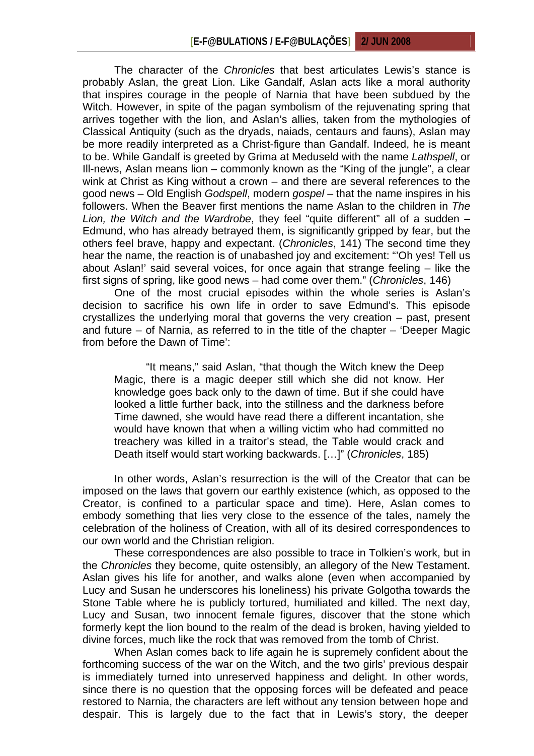The character of the *Chronicles* that best articulates Lewis's stance is probably Aslan, the great Lion. Like Gandalf, Aslan acts like a moral authority that inspires courage in the people of Narnia that have been subdued by the Witch. However, in spite of the pagan symbolism of the rejuvenating spring that arrives together with the lion, and Aslan's allies, taken from the mythologies of Classical Antiquity (such as the dryads, naiads, centaurs and fauns), Aslan may be more readily interpreted as a Christ-figure than Gandalf. Indeed, he is meant to be. While Gandalf is greeted by Grima at Meduseld with the name *Lathspell*, or Ill-news, Aslan means lion – commonly known as the "King of the jungle", a clear wink at Christ as King without a crown – and there are several references to the good news – Old English *Godspell*, modern *gospel* – that the name inspires in his followers. When the Beaver first mentions the name Aslan to the children in *The Lion, the Witch and the Wardrobe*, they feel "quite different" all of a sudden – Edmund, who has already betrayed them, is significantly gripped by fear, but the others feel brave, happy and expectant. (*Chronicles*, 141) The second time they hear the name, the reaction is of unabashed joy and excitement: "'Oh yes! Tell us about Aslan!' said several voices, for once again that strange feeling – like the first signs of spring, like good news – had come over them." (*Chronicles*, 146)

One of the most crucial episodes within the whole series is Aslan's decision to sacrifice his own life in order to save Edmund's. This episode crystallizes the underlying moral that governs the very creation – past, present and future – of Narnia, as referred to in the title of the chapter – 'Deeper Magic from before the Dawn of Time':

> "It means," said Aslan, "that though the Witch knew the Deep Magic, there is a magic deeper still which she did not know. Her knowledge goes back only to the dawn of time. But if she could have looked a little further back, into the stillness and the darkness before Time dawned, she would have read there a different incantation, she would have known that when a willing victim who had committed no treachery was killed in a traitor's stead, the Table would crack and Death itself would start working backwards. […]" (*Chronicles*, 185)

In other words, Aslan's resurrection is the will of the Creator that can be imposed on the laws that govern our earthly existence (which, as opposed to the Creator, is confined to a particular space and time). Here, Aslan comes to embody something that lies very close to the essence of the tales, namely the celebration of the holiness of Creation, with all of its desired correspondences to our own world and the Christian religion.

These correspondences are also possible to trace in Tolkien's work, but in the *Chronicles* they become, quite ostensibly, an allegory of the New Testament. Aslan gives his life for another, and walks alone (even when accompanied by Lucy and Susan he underscores his loneliness) his private Golgotha towards the Stone Table where he is publicly tortured, humiliated and killed. The next day, Lucy and Susan, two innocent female figures, discover that the stone which formerly kept the lion bound to the realm of the dead is broken, having yielded to divine forces, much like the rock that was removed from the tomb of Christ.

When Aslan comes back to life again he is supremely confident about the forthcoming success of the war on the Witch, and the two girls' previous despair is immediately turned into unreserved happiness and delight. In other words, since there is no question that the opposing forces will be defeated and peace restored to Narnia, the characters are left without any tension between hope and despair. This is largely due to the fact that in Lewis's story, the deeper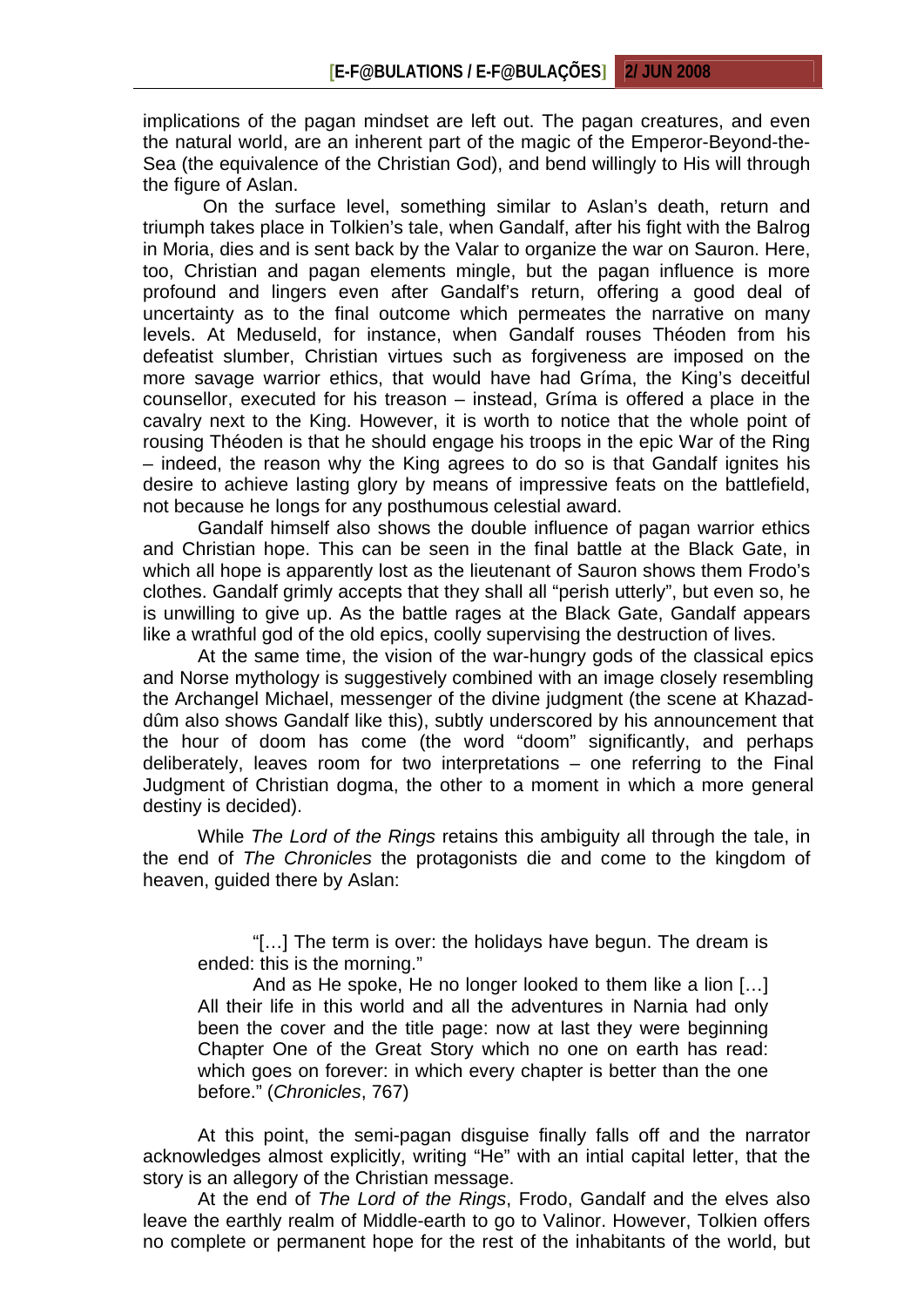implications of the pagan mindset are left out. The pagan creatures, and even the natural world, are an inherent part of the magic of the Emperor-Beyond-the-Sea (the equivalence of the Christian God), and bend willingly to His will through the figure of Aslan.

On the surface level, something similar to Aslan's death, return and triumph takes place in Tolkien's tale, when Gandalf, after his fight with the Balrog in Moria, dies and is sent back by the Valar to organize the war on Sauron. Here, too, Christian and pagan elements mingle, but the pagan influence is more profound and lingers even after Gandalf's return, offering a good deal of uncertainty as to the final outcome which permeates the narrative on many levels. At Meduseld, for instance, when Gandalf rouses Théoden from his defeatist slumber, Christian virtues such as forgiveness are imposed on the more savage warrior ethics, that would have had Gríma, the King's deceitful counsellor, executed for his treason – instead, Gríma is offered a place in the cavalry next to the King. However, it is worth to notice that the whole point of rousing Théoden is that he should engage his troops in the epic War of the Ring – indeed, the reason why the King agrees to do so is that Gandalf ignites his desire to achieve lasting glory by means of impressive feats on the battlefield, not because he longs for any posthumous celestial award.

Gandalf himself also shows the double influence of pagan warrior ethics and Christian hope. This can be seen in the final battle at the Black Gate, in which all hope is apparently lost as the lieutenant of Sauron shows them Frodo's clothes. Gandalf grimly accepts that they shall all "perish utterly", but even so, he is unwilling to give up. As the battle rages at the Black Gate, Gandalf appears like a wrathful god of the old epics, coolly supervising the destruction of lives.

At the same time, the vision of the war-hungry gods of the classical epics and Norse mythology is suggestively combined with an image closely resembling the Archangel Michael, messenger of the divine judgment (the scene at Khazad-dûm also shows Gandalf like this), subtly underscored by his announcement that the hour of doom has come (the word "doom" significantly, and perhaps deliberately, leaves room for two interpretations – one referring to the Final Judgment of Christian dogma, the other to a moment in which a more general destiny is decided).

While *The Lord of the Rings* retains this ambiguity all through the tale, in the end of *The Chronicles* the protagonists die and come to the kingdom of heaven, guided there by Aslan:

> "[…] The term is over: the holidays have begun. The dream is ended: this is the morning."
>
> And as He spoke, He no longer looked to them like a lion […] All their life in this world and all the adventures in Narnia had only been the cover and the title page: now at last they were beginning Chapter One of the Great Story which no one on earth has read: which goes on forever: in which every chapter is better than the one before." (*Chronicles*, 767)

At this point, the semi-pagan disguise finally falls off and the narrator acknowledges almost explicitly, writing "He" with an intial capital letter, that the story is an allegory of the Christian message.

At the end of *The Lord of the Rings*, Frodo, Gandalf and the elves also leave the earthly realm of Middle-earth to go to Valinor. However, Tolkien offers no complete or permanent hope for the rest of the inhabitants of the world, but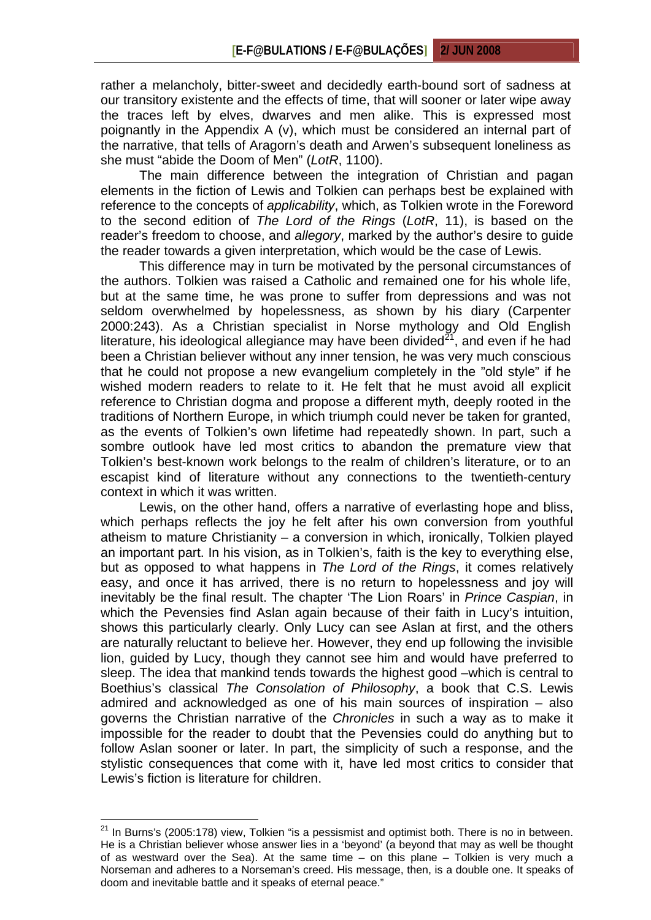rather a melancholy, bitter-sweet and decidedly earth-bound sort of sadness at our transitory existente and the effects of time, that will sooner or later wipe away the traces left by elves, dwarves and men alike. This is expressed most poignantly in the Appendix A (v), which must be considered an internal part of the narrative, that tells of Aragorn's death and Arwen's subsequent loneliness as she must "abide the Doom of Men" (*LotR*, 1100).

The main difference between the integration of Christian and pagan elements in the fiction of Lewis and Tolkien can perhaps best be explained with reference to the concepts of *applicability*, which, as Tolkien wrote in the Foreword to the second edition of *The Lord of the Rings* (*LotR*, 11), is based on the reader's freedom to choose, and *allegory*, marked by the author's desire to guide the reader towards a given interpretation, which would be the case of Lewis.

This difference may in turn be motivated by the personal circumstances of the authors. Tolkien was raised a Catholic and remained one for his whole life, but at the same time, he was prone to suffer from depressions and was not seldom overwhelmed by hopelessness, as shown by his diary (Carpenter 2000:243). As a Christian specialist in Norse mythology and Old English literature, his ideological allegiance may have been divided[21], and even if he had been a Christian believer without any inner tension, he was very much conscious that he could not propose a new evangelium completely in the "old style" if he wished modern readers to relate to it. He felt that he must avoid all explicit reference to Christian dogma and propose a different myth, deeply rooted in the traditions of Northern Europe, in which triumph could never be taken for granted, as the events of Tolkien's own lifetime had repeatedly shown. In part, such a sombre outlook have led most critics to abandon the premature view that Tolkien's best-known work belongs to the realm of children's literature, or to an escapist kind of literature without any connections to the twentieth-century context in which it was written.

Lewis, on the other hand, offers a narrative of everlasting hope and bliss, which perhaps reflects the joy he felt after his own conversion from youthful atheism to mature Christianity – a conversion in which, ironically, Tolkien played an important part. In his vision, as in Tolkien's, faith is the key to everything else, but as opposed to what happens in *The Lord of the Rings*, it comes relatively easy, and once it has arrived, there is no return to hopelessness and joy will inevitably be the final result. The chapter 'The Lion Roars' in *Prince Caspian*, in which the Pevensies find Aslan again because of their faith in Lucy's intuition, shows this particularly clearly. Only Lucy can see Aslan at first, and the others are naturally reluctant to believe her. However, they end up following the invisible lion, guided by Lucy, though they cannot see him and would have preferred to sleep. The idea that mankind tends towards the highest good –which is central to Boethius's classical *The Consolation of Philosophy*, a book that C.S. Lewis admired and acknowledged as one of his main sources of inspiration – also governs the Christian narrative of the *Chronicles* in such a way as to make it impossible for the reader to doubt that the Pevensies could do anything but to follow Aslan sooner or later. In part, the simplicity of such a response, and the stylistic consequences that come with it, have led most critics to consider that Lewis's fiction is literature for children.

---

[21] In Burns's (2005:178) view, Tolkien "is a pessimist and optimist both. There is no in between. He is a Christian believer whose answer lies in a 'beyond' (a beyond that may as well be thought of as westward over the Sea). At the same time – on this plane – Tolkien is very much a Norseman and adheres to a Norseman's creed. His message, then, is a double one. It speaks of doom and inevitable battle and it speaks of eternal peace."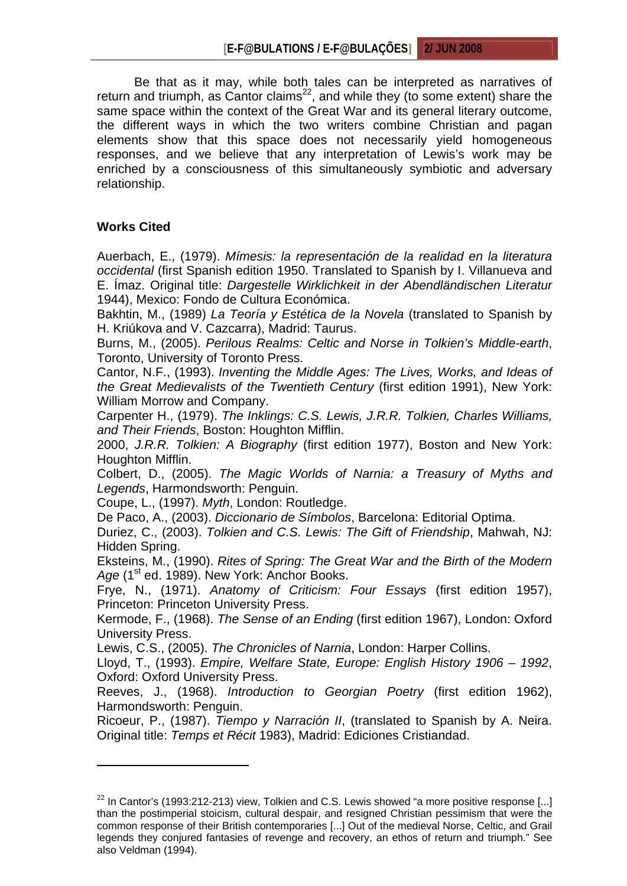Be that as it may, while both tales can be interpreted as narratives of return and triumph, as Cantor claims[22], and while they (to some extent) share the same space within the context of the Great War and its general literary outcome, the different ways in which the two writers combine Christian and pagan elements show that this space does not necessarily yield homogeneous responses, and we believe that any interpretation of Lewis's work may be enriched by a consciousness of this simultaneously symbiotic and adversary relationship.

## Works Cited

Auerbach, E., (1979). *Mímesis: la representación de la realidad en la literatura occidental* (first Spanish edition 1950. Translated to Spanish by I. Villanueva and E. Ímaz. Original title: *Dargestelle Wirklichkeit in der Abendländischen Literatur* 1944), Mexico: Fondo de Cultura Económica.

Bakhtin, M., (1989) *La Teoría y Estética de la Novela* (translated to Spanish by H. Kriúkova and V. Cazcarra), Madrid: Taurus.

Burns, M., (2005). *Perilous Realms: Celtic and Norse in Tolkien's Middle-earth*, Toronto, University of Toronto Press.

Cantor, N.F., (1993). *Inventing the Middle Ages: The Lives, Works, and Ideas of the Great Medievalists of the Twentieth Century* (first edition 1991), New York: William Morrow and Company.

Carpenter H., (1979). *The Inklings: C.S. Lewis, J.R.R. Tolkien, Charles Williams, and Their Friends*, Boston: Houghton Mifflin.

2000, *J.R.R. Tolkien: A Biography* (first edition 1977), Boston and New York: Houghton Mifflin.

Colbert, D., (2005). *The Magic Worlds of Narnia: a Treasury of Myths and Legends*, Harmondsworth: Penguin.

Coupe, L., (1997). *Myth*, London: Routledge.

De Paco, A., (2003). *Diccionario de Símbolos*, Barcelona: Editorial Optima.

Duriez, C., (2003). *Tolkien and C.S. Lewis: The Gift of Friendship*, Mahwah, NJ: Hidden Spring.

Eksteins, M., (1990). *Rites of Spring: The Great War and the Birth of the Modern Age* (1st ed. 1989). New York: Anchor Books.

Frye, N., (1971). *Anatomy of Criticism: Four Essays* (first edition 1957), Princeton: Princeton University Press.

Kermode, F., (1968). *The Sense of an Ending* (first edition 1967), London: Oxford University Press.

Lewis, C.S., (2005). *The Chronicles of Narnia*, London: Harper Collins.

Lloyd, T., (1993). *Empire, Welfare State, Europe: English History 1906 – 1992*, Oxford: Oxford University Press.

Reeves, J., (1968). *Introduction to Georgian Poetry* (first edition 1962), Harmondsworth: Penguin.

Ricoeur, P., (1987). *Tiempo y Narración II*, (translated to Spanish by A. Neira. Original title: *Temps et Récit* 1983), Madrid: Ediciones Cristiandad.

---

[22] In Cantor's (1993:212-213) view, Tolkien and C.S. Lewis showed "a more positive response [...] than the postimperial stoicism, cultural despair, and resigned Christian pessimism that were the common response of their British contemporaries [...] Out of the medieval Norse, Celtic, and Grail legends they conjured fantasies of revenge and recovery, an ethos of return and triumph." See also Veldman (1994).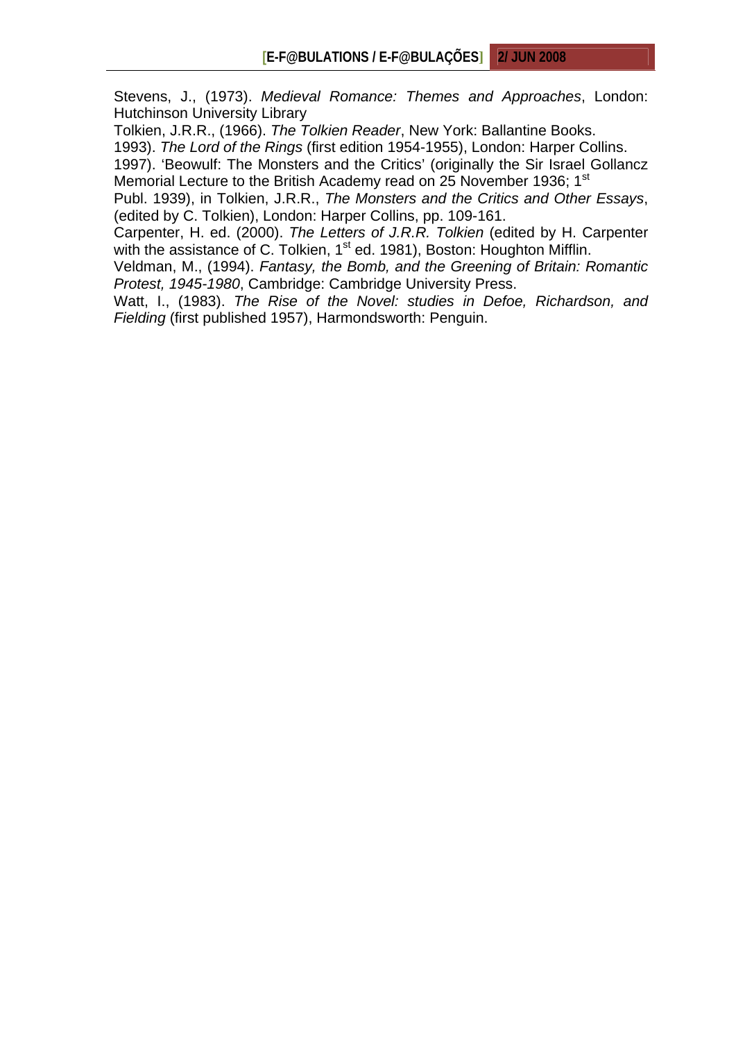Stevens, J., (1973). *Medieval Romance: Themes and Approaches*, London: Hutchinson University Library

Tolkien, J.R.R., (1966). *The Tolkien Reader*, New York: Ballantine Books.

1993). *The Lord of the Rings* (first edition 1954-1955), London: Harper Collins.

1997). 'Beowulf: The Monsters and the Critics' (originally the Sir Israel Gollancz Memorial Lecture to the British Academy read on 25 November 1936; 1st Publ. 1939), in Tolkien, J.R.R., *The Monsters and the Critics and Other Essays*, (edited by C. Tolkien), London: Harper Collins, pp. 109-161.

Carpenter, H. ed. (2000). *The Letters of J.R.R. Tolkien* (edited by H. Carpenter with the assistance of C. Tolkien, 1st ed. 1981), Boston: Houghton Mifflin.

Veldman, M., (1994). *Fantasy, the Bomb, and the Greening of Britain: Romantic Protest, 1945-1980*, Cambridge: Cambridge University Press.

Watt, I., (1983). *The Rise of the Novel: studies in Defoe, Richardson, and Fielding* (first published 1957), Harmondsworth: Penguin.